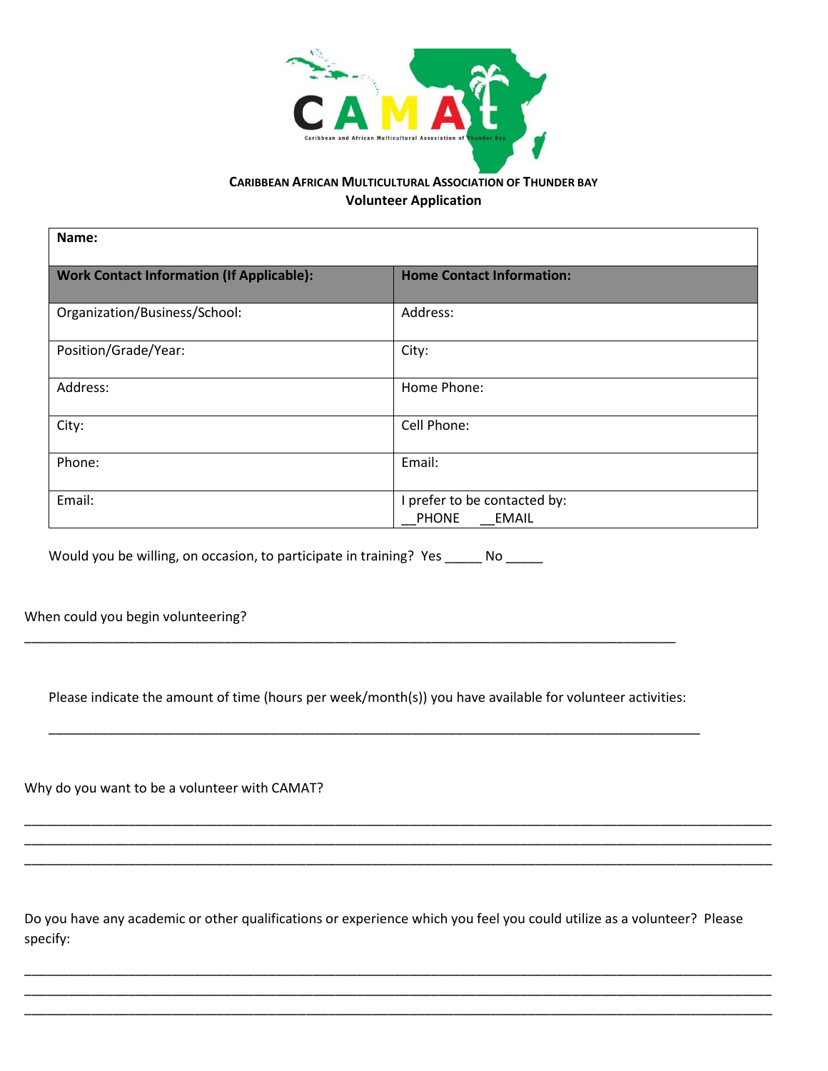CAMAt

Caribbean and African Multicultural Association of Thunder Bay

**CARIBBEAN AFRICAN MULTICULTURAL ASSOCIATION OF THUNDER BAY**

**Volunteer Application**

| **Name:** | |
|---|---|
| **Work Contact Information (If Applicable):** | **Home Contact Information:** |
| Organization/Business/School: | Address: |
| Position/Grade/Year: | City: |
| Address: | Home Phone: |
| City: | Cell Phone: |
| Phone: | Email: |
| Email: | I prefer to be contacted by: __PHONE __EMAIL |

Would you be willing, on occasion, to participate in training? Yes _____ No _____

When could you begin volunteering?

___________________________________________________________________________________

Please indicate the amount of time (hours per week/month(s)) you have available for volunteer activities:

___________________________________________________________________________________

Why do you want to be a volunteer with CAMAT?

___________________________________________________________________________________
___________________________________________________________________________________
___________________________________________________________________________________

Do you have any academic or other qualifications or experience which you feel you could utilize as a volunteer? Please specify:

___________________________________________________________________________________
___________________________________________________________________________________
___________________________________________________________________________________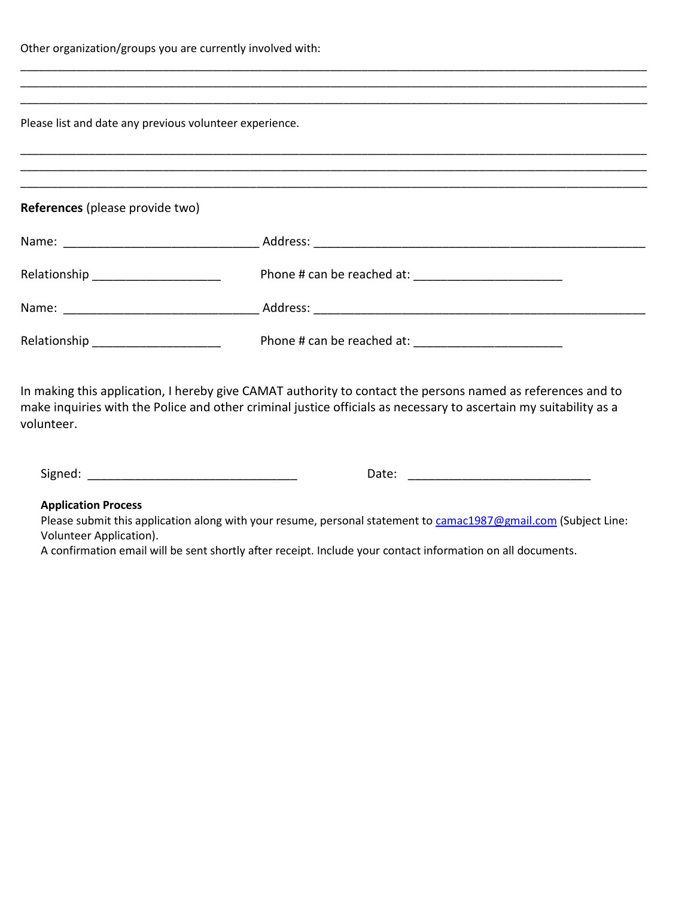Other organization/groups you are currently involved with:

_______________________________________________________________________________________________
_______________________________________________________________________________________________
_______________________________________________________________________________________________

Please list and date any previous volunteer experience.

_______________________________________________________________________________________________
_______________________________________________________________________________________________
_______________________________________________________________________________________________

**References** (please provide two)

Name: ____________________________ Address: ________________________________________________

Relationship __________________ Phone # can be reached at: _____________________

Name: ____________________________ Address: ________________________________________________

Relationship __________________ Phone # can be reached at: _____________________

In making this application, I hereby give CAMAT authority to contact the persons named as references and to make inquiries with the Police and other criminal justice officials as necessary to ascertain my suitability as a volunteer.

Signed: ______________________________ Date: __________________________

**Application Process**

Please submit this application along with your resume, personal statement to camac1987@gmail.com (Subject Line: Volunteer Application).

A confirmation email will be sent shortly after receipt. Include your contact information on all documents.